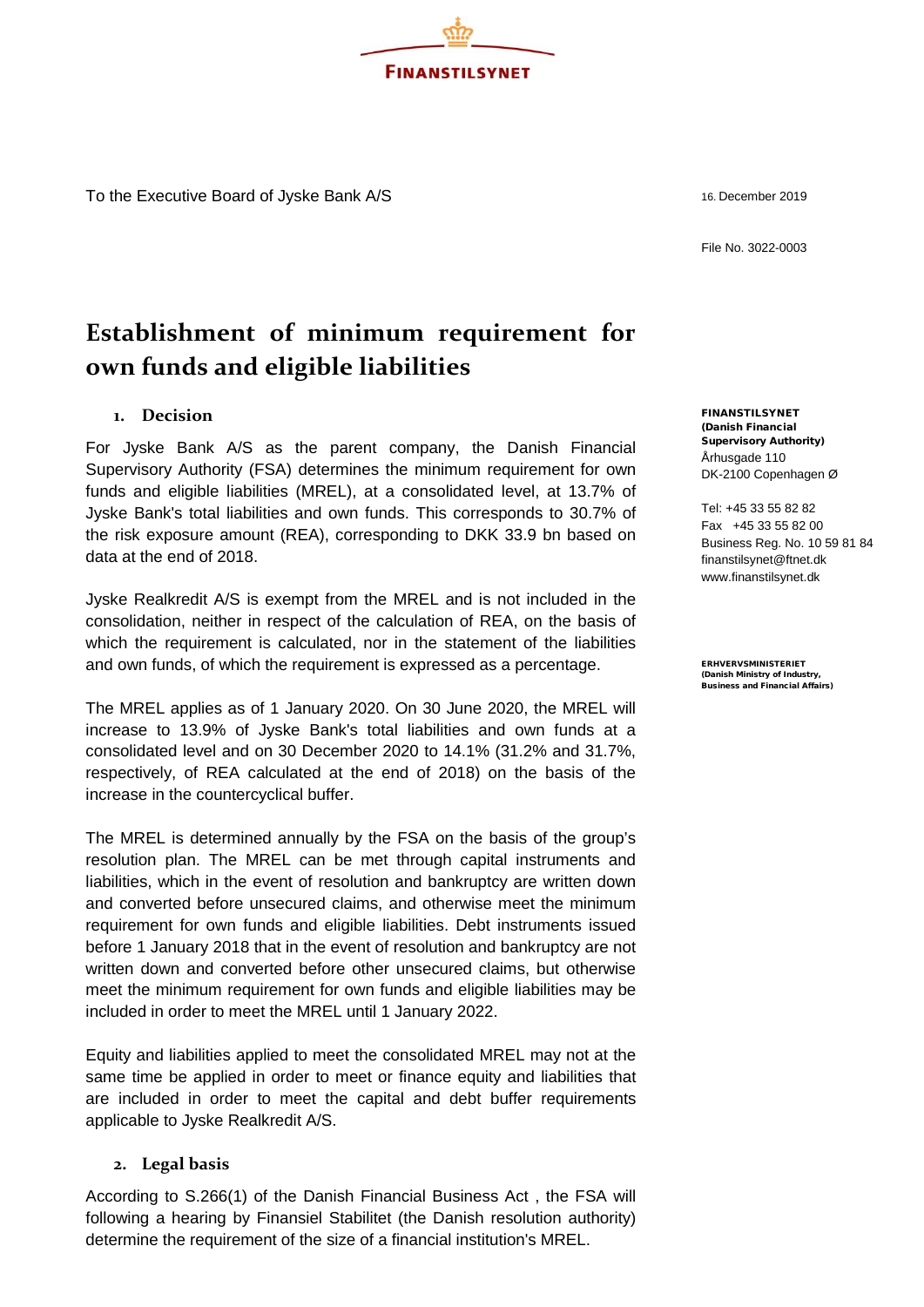FINANSTILSYNET

To the Executive Board of Jyske Bank A/S

16. December 2019

File No. 3022-0003

# Establishment of minimum requirement for own funds and eligible liabilities

## 1. Decision

For Jyske Bank A/S as the parent company, the Danish Financial Supervisory Authority (FSA) determines the minimum requirement for own funds and eligible liabilities (MREL), at a consolidated level, at 13.7% of Jyske Bank's total liabilities and own funds. This corresponds to 30.7% of the risk exposure amount (REA), corresponding to DKK 33.9 bn based on data at the end of 2018.

Jyske Realkredit A/S is exempt from the MREL and is not included in the consolidation, neither in respect of the calculation of REA, on the basis of which the requirement is calculated, nor in the statement of the liabilities and own funds, of which the requirement is expressed as a percentage.

The MREL applies as of 1 January 2020. On 30 June 2020, the MREL will increase to 13.9% of Jyske Bank's total liabilities and own funds at a consolidated level and on 30 December 2020 to 14.1% (31.2% and 31.7%, respectively, of REA calculated at the end of 2018) on the basis of the increase in the countercyclical buffer.

The MREL is determined annually by the FSA on the basis of the group's resolution plan. The MREL can be met through capital instruments and liabilities, which in the event of resolution and bankruptcy are written down and converted before unsecured claims, and otherwise meet the minimum requirement for own funds and eligible liabilities. Debt instruments issued before 1 January 2018 that in the event of resolution and bankruptcy are not written down and converted before other unsecured claims, but otherwise meet the minimum requirement for own funds and eligible liabilities may be included in order to meet the MREL until 1 January 2022.

Equity and liabilities applied to meet the consolidated MREL may not at the same time be applied in order to meet or finance equity and liabilities that are included in order to meet the capital and debt buffer requirements applicable to Jyske Realkredit A/S.

## 2. Legal basis

According to S.266(1) of the Danish Financial Business Act , the FSA will following a hearing by Finansiel Stabilitet (the Danish resolution authority) determine the requirement of the size of a financial institution's MREL.

**FINANSTILSYNET**
**(Danish Financial Supervisory Authority)**
Århusgade 110
DK-2100 Copenhagen Ø

Tel: +45 33 55 82 82
Fax +45 33 55 82 00
Business Reg. No. 10 59 81 84
finanstilsynet@ftnet.dk
www.finanstilsynet.dk

**ERHVERVSMINISTERIET**
**(Danish Ministry of Industry, Business and Financial Affairs)**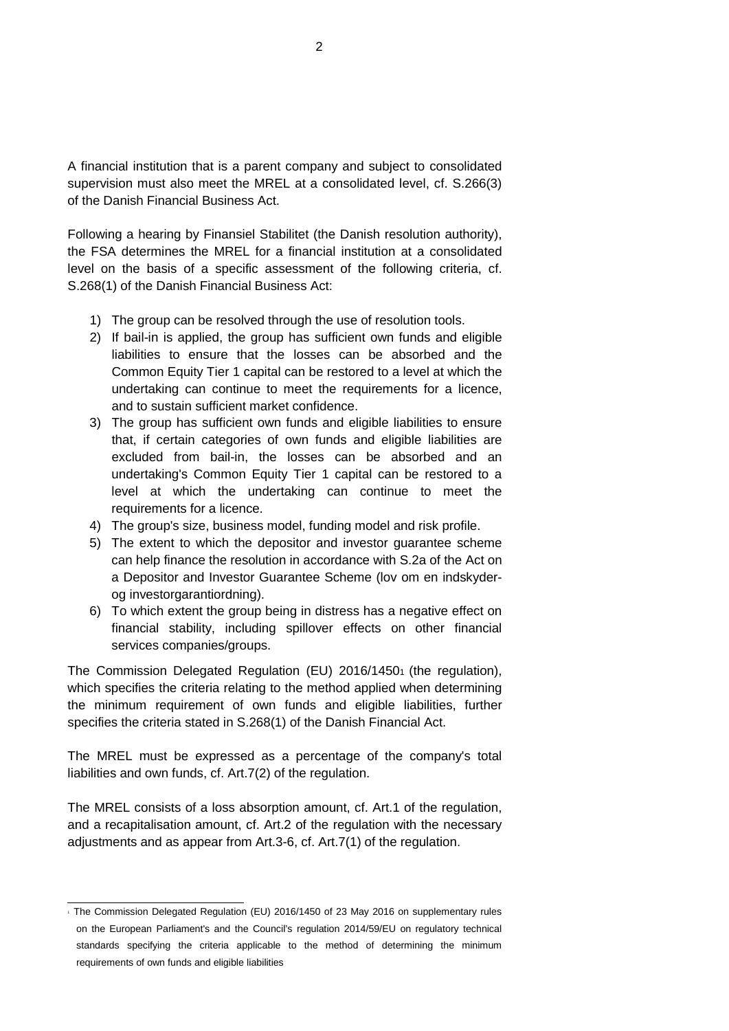A financial institution that is a parent company and subject to consolidated supervision must also meet the MREL at a consolidated level, cf. S.266(3) of the Danish Financial Business Act.

Following a hearing by Finansiel Stabilitet (the Danish resolution authority), the FSA determines the MREL for a financial institution at a consolidated level on the basis of a specific assessment of the following criteria, cf. S.268(1) of the Danish Financial Business Act:

1) The group can be resolved through the use of resolution tools.
2) If bail-in is applied, the group has sufficient own funds and eligible liabilities to ensure that the losses can be absorbed and the Common Equity Tier 1 capital can be restored to a level at which the undertaking can continue to meet the requirements for a licence, and to sustain sufficient market confidence.
3) The group has sufficient own funds and eligible liabilities to ensure that, if certain categories of own funds and eligible liabilities are excluded from bail-in, the losses can be absorbed and an undertaking's Common Equity Tier 1 capital can be restored to a level at which the undertaking can continue to meet the requirements for a licence.
4) The group's size, business model, funding model and risk profile.
5) The extent to which the depositor and investor guarantee scheme can help finance the resolution in accordance with S.2a of the Act on a Depositor and Investor Guarantee Scheme (lov om en indskyder- og investorgarantiordning).
6) To which extent the group being in distress has a negative effect on financial stability, including spillover effects on other financial services companies/groups.

The Commission Delegated Regulation (EU) 2016/1450[1] (the regulation), which specifies the criteria relating to the method applied when determining the minimum requirement of own funds and eligible liabilities, further specifies the criteria stated in S.268(1) of the Danish Financial Act.

The MREL must be expressed as a percentage of the company's total liabilities and own funds, cf. Art.7(2) of the regulation.

The MREL consists of a loss absorption amount, cf. Art.1 of the regulation, and a recapitalisation amount, cf. Art.2 of the regulation with the necessary adjustments and as appear from Art.3-6, cf. Art.7(1) of the regulation.

---

[1] The Commission Delegated Regulation (EU) 2016/1450 of 23 May 2016 on supplementary rules on the European Parliament's and the Council's regulation 2014/59/EU on regulatory technical standards specifying the criteria applicable to the method of determining the minimum requirements of own funds and eligible liabilities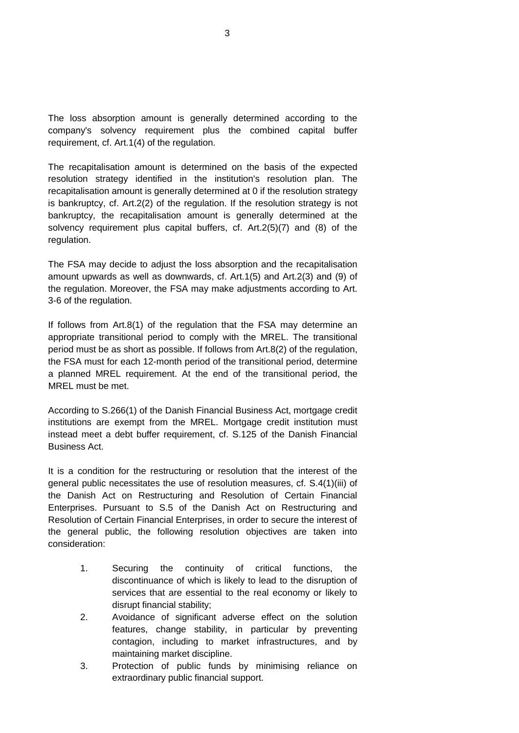The loss absorption amount is generally determined according to the company's solvency requirement plus the combined capital buffer requirement, cf. Art.1(4) of the regulation.

The recapitalisation amount is determined on the basis of the expected resolution strategy identified in the institution's resolution plan. The recapitalisation amount is generally determined at 0 if the resolution strategy is bankruptcy, cf. Art.2(2) of the regulation. If the resolution strategy is not bankruptcy, the recapitalisation amount is generally determined at the solvency requirement plus capital buffers, cf. Art.2(5)(7) and (8) of the regulation.

The FSA may decide to adjust the loss absorption and the recapitalisation amount upwards as well as downwards, cf. Art.1(5) and Art.2(3) and (9) of the regulation. Moreover, the FSA may make adjustments according to Art. 3-6 of the regulation.

If follows from Art.8(1) of the regulation that the FSA may determine an appropriate transitional period to comply with the MREL. The transitional period must be as short as possible. If follows from Art.8(2) of the regulation, the FSA must for each 12-month period of the transitional period, determine a planned MREL requirement. At the end of the transitional period, the MREL must be met.

According to S.266(1) of the Danish Financial Business Act, mortgage credit institutions are exempt from the MREL. Mortgage credit institution must instead meet a debt buffer requirement, cf. S.125 of the Danish Financial Business Act.

It is a condition for the restructuring or resolution that the interest of the general public necessitates the use of resolution measures, cf. S.4(1)(iii) of the Danish Act on Restructuring and Resolution of Certain Financial Enterprises. Pursuant to S.5 of the Danish Act on Restructuring and Resolution of Certain Financial Enterprises, in order to secure the interest of the general public, the following resolution objectives are taken into consideration:

1. Securing the continuity of critical functions, the discontinuance of which is likely to lead to the disruption of services that are essential to the real economy or likely to disrupt financial stability;
2. Avoidance of significant adverse effect on the solution features, change stability, in particular by preventing contagion, including to market infrastructures, and by maintaining market discipline.
3. Protection of public funds by minimising reliance on extraordinary public financial support.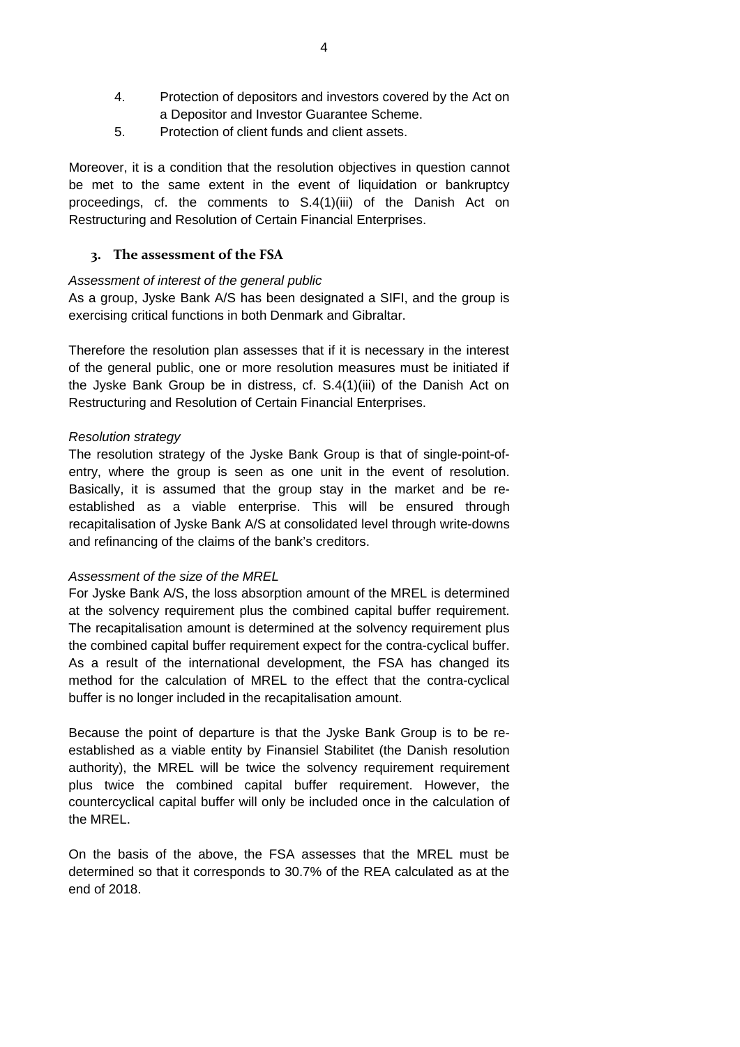4. Protection of depositors and investors covered by the Act on a Depositor and Investor Guarantee Scheme.
5. Protection of client funds and client assets.

Moreover, it is a condition that the resolution objectives in question cannot be met to the same extent in the event of liquidation or bankruptcy proceedings, cf. the comments to S.4(1)(iii) of the Danish Act on Restructuring and Resolution of Certain Financial Enterprises.

## 3. The assessment of the FSA

*Assessment of interest of the general public*

As a group, Jyske Bank A/S has been designated a SIFI, and the group is exercising critical functions in both Denmark and Gibraltar.

Therefore the resolution plan assesses that if it is necessary in the interest of the general public, one or more resolution measures must be initiated if the Jyske Bank Group be in distress, cf. S.4(1)(iii) of the Danish Act on Restructuring and Resolution of Certain Financial Enterprises.

*Resolution strategy*

The resolution strategy of the Jyske Bank Group is that of single-point-of-entry, where the group is seen as one unit in the event of resolution. Basically, it is assumed that the group stay in the market and be re-established as a viable enterprise. This will be ensured through recapitalisation of Jyske Bank A/S at consolidated level through write-downs and refinancing of the claims of the bank's creditors.

*Assessment of the size of the MREL*

For Jyske Bank A/S, the loss absorption amount of the MREL is determined at the solvency requirement plus the combined capital buffer requirement. The recapitalisation amount is determined at the solvency requirement plus the combined capital buffer requirement expect for the contra-cyclical buffer. As a result of the international development, the FSA has changed its method for the calculation of MREL to the effect that the contra-cyclical buffer is no longer included in the recapitalisation amount.

Because the point of departure is that the Jyske Bank Group is to be re-established as a viable entity by Finansiel Stabilitet (the Danish resolution authority), the MREL will be twice the solvency requirement requirement plus twice the combined capital buffer requirement. However, the countercyclical capital buffer will only be included once in the calculation of the MREL.

On the basis of the above, the FSA assesses that the MREL must be determined so that it corresponds to 30.7% of the REA calculated as at the end of 2018.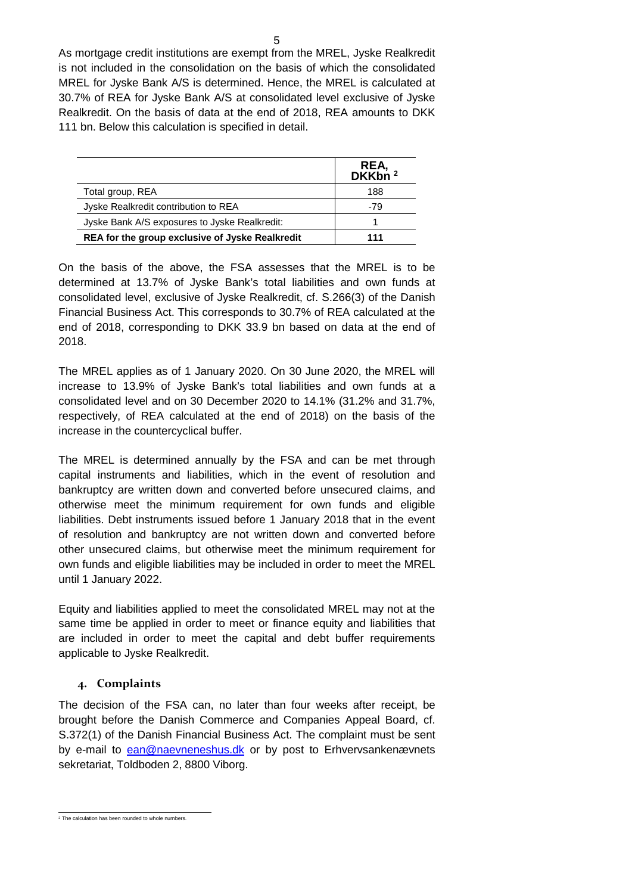As mortgage credit institutions are exempt from the MREL, Jyske Realkredit is not included in the consolidation on the basis of which the consolidated MREL for Jyske Bank A/S is determined. Hence, the MREL is calculated at 30.7% of REA for Jyske Bank A/S at consolidated level exclusive of Jyske Realkredit. On the basis of data at the end of 2018, REA amounts to DKK 111 bn. Below this calculation is specified in detail.

| | REA, DKKbn [2] |
|---|---|
| Total group, REA | 188 |
| Jyske Realkredit contribution to REA | -79 |
| Jyske Bank A/S exposures to Jyske Realkredit: | 1 |
| **REA for the group exclusive of Jyske Realkredit** | **111** |

On the basis of the above, the FSA assesses that the MREL is to be determined at 13.7% of Jyske Bank's total liabilities and own funds at consolidated level, exclusive of Jyske Realkredit, cf. S.266(3) of the Danish Financial Business Act. This corresponds to 30.7% of REA calculated at the end of 2018, corresponding to DKK 33.9 bn based on data at the end of 2018.

The MREL applies as of 1 January 2020. On 30 June 2020, the MREL will increase to 13.9% of Jyske Bank's total liabilities and own funds at a consolidated level and on 30 December 2020 to 14.1% (31.2% and 31.7%, respectively, of REA calculated at the end of 2018) on the basis of the increase in the countercyclical buffer.

The MREL is determined annually by the FSA and can be met through capital instruments and liabilities, which in the event of resolution and bankruptcy are written down and converted before unsecured claims, and otherwise meet the minimum requirement for own funds and eligible liabilities. Debt instruments issued before 1 January 2018 that in the event of resolution and bankruptcy are not written down and converted before other unsecured claims, but otherwise meet the minimum requirement for own funds and eligible liabilities may be included in order to meet the MREL until 1 January 2022.

Equity and liabilities applied to meet the consolidated MREL may not at the same time be applied in order to meet or finance equity and liabilities that are included in order to meet the capital and debt buffer requirements applicable to Jyske Realkredit.

## 4. Complaints

The decision of the FSA can, no later than four weeks after receipt, be brought before the Danish Commerce and Companies Appeal Board, cf. S.372(1) of the Danish Financial Business Act. The complaint must be sent by e-mail to ean@naevneneshus.dk or by post to Erhvervsankenævnets sekretariat, Toldboden 2, 8800 Viborg.

[2] The calculation has been rounded to whole numbers.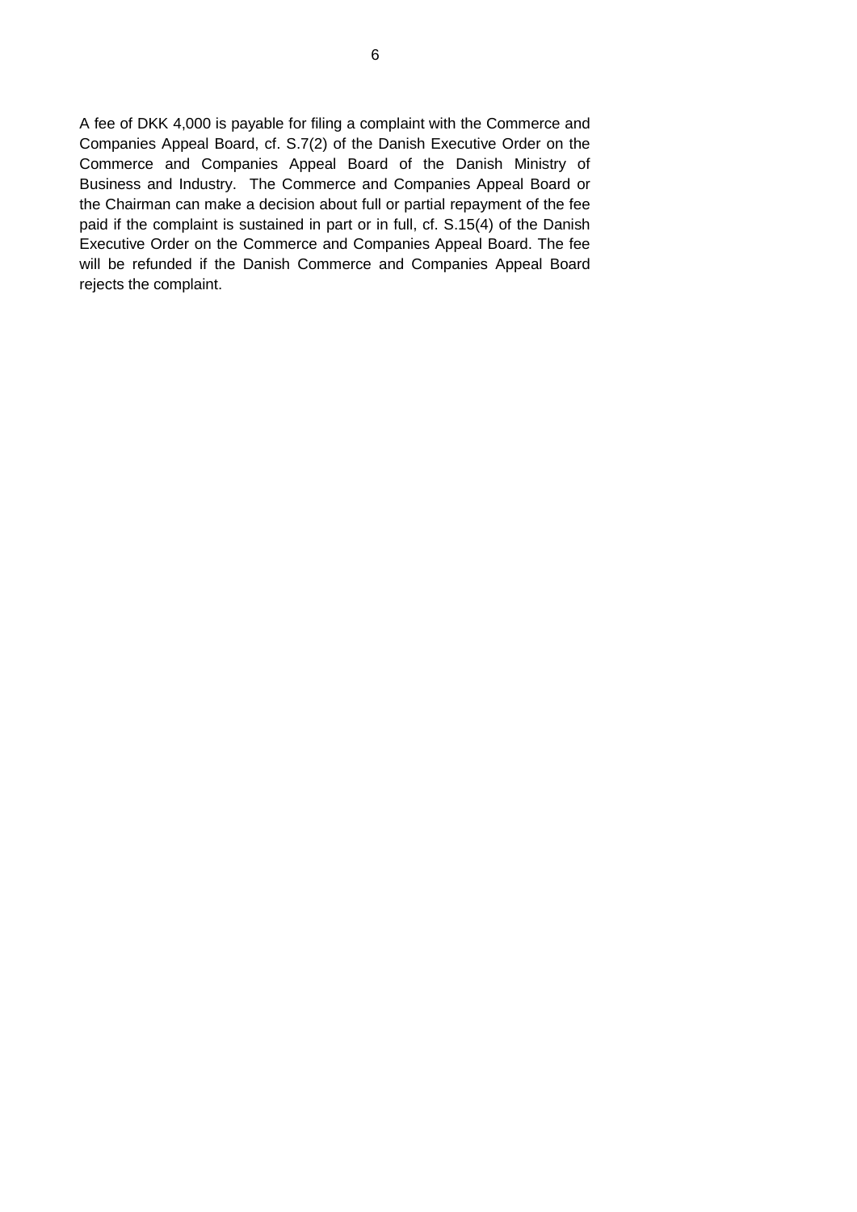A fee of DKK 4,000 is payable for filing a complaint with the Commerce and Companies Appeal Board, cf. S.7(2) of the Danish Executive Order on the Commerce and Companies Appeal Board of the Danish Ministry of Business and Industry.  The Commerce and Companies Appeal Board or the Chairman can make a decision about full or partial repayment of the fee paid if the complaint is sustained in part or in full, cf. S.15(4) of the Danish Executive Order on the Commerce and Companies Appeal Board. The fee will be refunded if the Danish Commerce and Companies Appeal Board rejects the complaint.